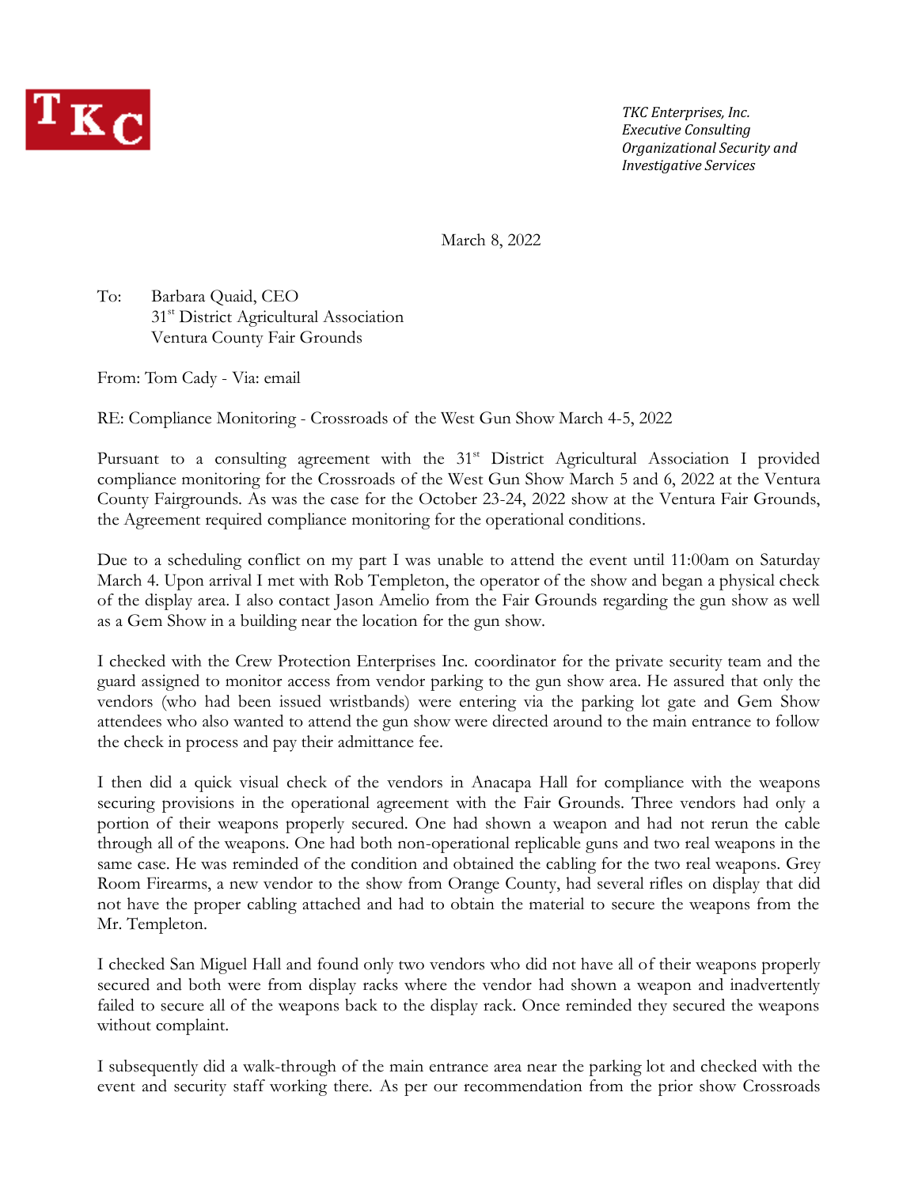TKC

*TKC Enterprises, Inc.*
*Executive Consulting*
*Organizational Security and*
*Investigative Services*

March 8, 2022

To: Barbara Quaid, CEO
31st District Agricultural Association
Ventura County Fair Grounds

From: Tom Cady - Via: email

RE: Compliance Monitoring - Crossroads of the West Gun Show March 4-5, 2022

Pursuant to a consulting agreement with the 31st District Agricultural Association I provided compliance monitoring for the Crossroads of the West Gun Show March 5 and 6, 2022 at the Ventura County Fairgrounds. As was the case for the October 23-24, 2022 show at the Ventura Fair Grounds, the Agreement required compliance monitoring for the operational conditions.

Due to a scheduling conflict on my part I was unable to attend the event until 11:00am on Saturday March 4. Upon arrival I met with Rob Templeton, the operator of the show and began a physical check of the display area. I also contact Jason Amelio from the Fair Grounds regarding the gun show as well as a Gem Show in a building near the location for the gun show.

I checked with the Crew Protection Enterprises Inc. coordinator for the private security team and the guard assigned to monitor access from vendor parking to the gun show area. He assured that only the vendors (who had been issued wristbands) were entering via the parking lot gate and Gem Show attendees who also wanted to attend the gun show were directed around to the main entrance to follow the check in process and pay their admittance fee.

I then did a quick visual check of the vendors in Anacapa Hall for compliance with the weapons securing provisions in the operational agreement with the Fair Grounds. Three vendors had only a portion of their weapons properly secured. One had shown a weapon and had not rerun the cable through all of the weapons. One had both non-operational replicable guns and two real weapons in the same case. He was reminded of the condition and obtained the cabling for the two real weapons. Grey Room Firearms, a new vendor to the show from Orange County, had several rifles on display that did not have the proper cabling attached and had to obtain the material to secure the weapons from the Mr. Templeton.

I checked San Miguel Hall and found only two vendors who did not have all of their weapons properly secured and both were from display racks where the vendor had shown a weapon and inadvertently failed to secure all of the weapons back to the display rack. Once reminded they secured the weapons without complaint.

I subsequently did a walk-through of the main entrance area near the parking lot and checked with the event and security staff working there. As per our recommendation from the prior show Crossroads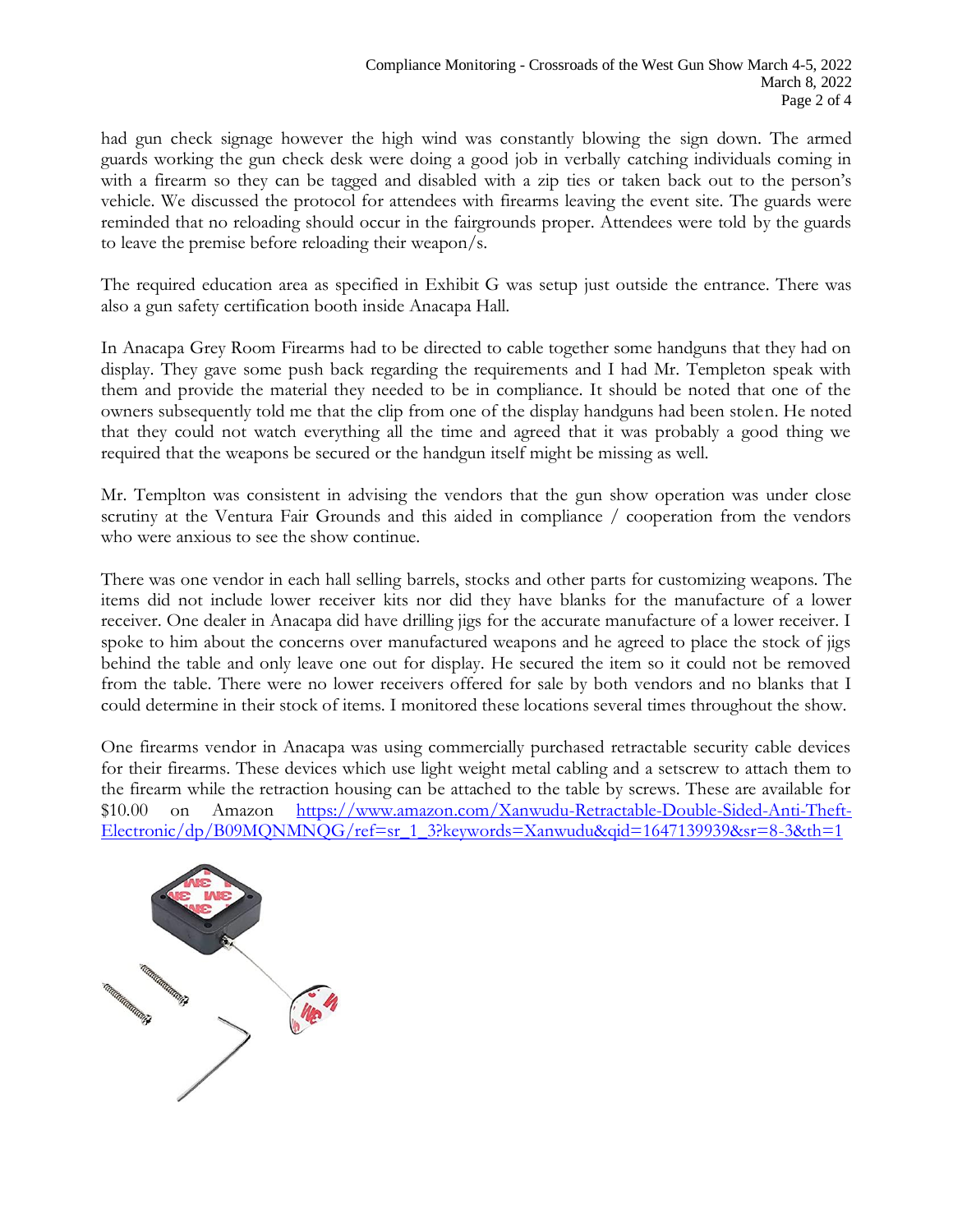had gun check signage however the high wind was constantly blowing the sign down. The armed guards working the gun check desk were doing a good job in verbally catching individuals coming in with a firearm so they can be tagged and disabled with a zip ties or taken back out to the person's vehicle. We discussed the protocol for attendees with firearms leaving the event site. The guards were reminded that no reloading should occur in the fairgrounds proper. Attendees were told by the guards to leave the premise before reloading their weapon/s.

The required education area as specified in Exhibit G was setup just outside the entrance. There was also a gun safety certification booth inside Anacapa Hall.

In Anacapa Grey Room Firearms had to be directed to cable together some handguns that they had on display. They gave some push back regarding the requirements and I had Mr. Templeton speak with them and provide the material they needed to be in compliance. It should be noted that one of the owners subsequently told me that the clip from one of the display handguns had been stolen. He noted that they could not watch everything all the time and agreed that it was probably a good thing we required that the weapons be secured or the handgun itself might be missing as well.

Mr. Templton was consistent in advising the vendors that the gun show operation was under close scrutiny at the Ventura Fair Grounds and this aided in compliance / cooperation from the vendors who were anxious to see the show continue.

There was one vendor in each hall selling barrels, stocks and other parts for customizing weapons. The items did not include lower receiver kits nor did they have blanks for the manufacture of a lower receiver. One dealer in Anacapa did have drilling jigs for the accurate manufacture of a lower receiver. I spoke to him about the concerns over manufactured weapons and he agreed to place the stock of jigs behind the table and only leave one out for display. He secured the item so it could not be removed from the table. There were no lower receivers offered for sale by both vendors and no blanks that I could determine in their stock of items. I monitored these locations several times throughout the show.

One firearms vendor in Anacapa was using commercially purchased retractable security cable devices for their firearms. These devices which use light weight metal cabling and a setscrew to attach them to the firearm while the retraction housing can be attached to the table by screws. These are available for $10.00 on Amazon https://www.amazon.com/Xanwudu-Retractable-Double-Sided-Anti-Theft-Electronic/dp/B09MQNMNQG/ref=sr_1_3?keywords=Xanwudu&qid=1647139939&sr=8-3&th=1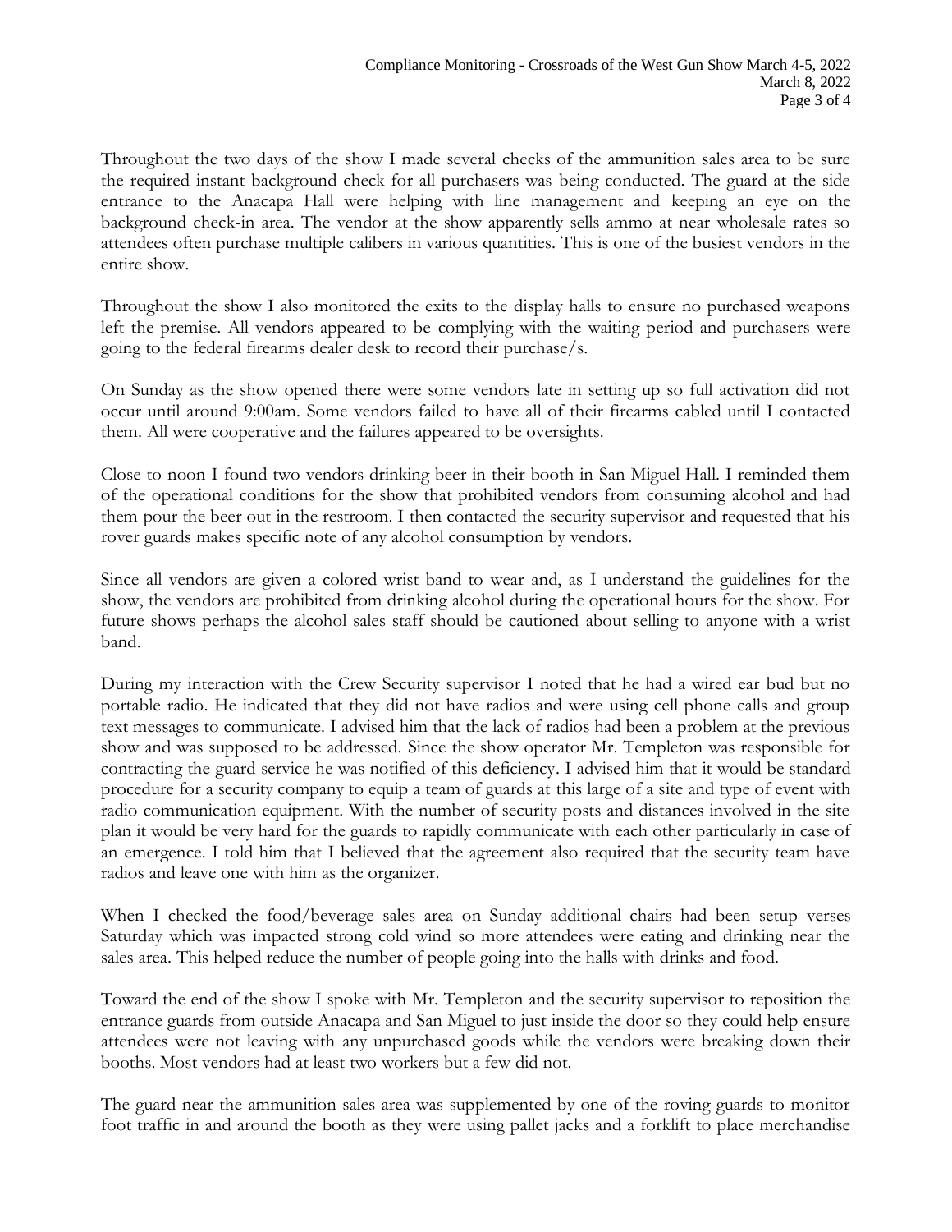Throughout the two days of the show I made several checks of the ammunition sales area to be sure the required instant background check for all purchasers was being conducted. The guard at the side entrance to the Anacapa Hall were helping with line management and keeping an eye on the background check-in area. The vendor at the show apparently sells ammo at near wholesale rates so attendees often purchase multiple calibers in various quantities. This is one of the busiest vendors in the entire show.

Throughout the show I also monitored the exits to the display halls to ensure no purchased weapons left the premise. All vendors appeared to be complying with the waiting period and purchasers were going to the federal firearms dealer desk to record their purchase/s.

On Sunday as the show opened there were some vendors late in setting up so full activation did not occur until around 9:00am. Some vendors failed to have all of their firearms cabled until I contacted them. All were cooperative and the failures appeared to be oversights.

Close to noon I found two vendors drinking beer in their booth in San Miguel Hall. I reminded them of the operational conditions for the show that prohibited vendors from consuming alcohol and had them pour the beer out in the restroom. I then contacted the security supervisor and requested that his rover guards makes specific note of any alcohol consumption by vendors.

Since all vendors are given a colored wrist band to wear and, as I understand the guidelines for the show, the vendors are prohibited from drinking alcohol during the operational hours for the show. For future shows perhaps the alcohol sales staff should be cautioned about selling to anyone with a wrist band.

During my interaction with the Crew Security supervisor I noted that he had a wired ear bud but no portable radio. He indicated that they did not have radios and were using cell phone calls and group text messages to communicate. I advised him that the lack of radios had been a problem at the previous show and was supposed to be addressed. Since the show operator Mr. Templeton was responsible for contracting the guard service he was notified of this deficiency. I advised him that it would be standard procedure for a security company to equip a team of guards at this large of a site and type of event with radio communication equipment. With the number of security posts and distances involved in the site plan it would be very hard for the guards to rapidly communicate with each other particularly in case of an emergence. I told him that I believed that the agreement also required that the security team have radios and leave one with him as the organizer.

When I checked the food/beverage sales area on Sunday additional chairs had been setup verses Saturday which was impacted strong cold wind so more attendees were eating and drinking near the sales area. This helped reduce the number of people going into the halls with drinks and food.

Toward the end of the show I spoke with Mr. Templeton and the security supervisor to reposition the entrance guards from outside Anacapa and San Miguel to just inside the door so they could help ensure attendees were not leaving with any unpurchased goods while the vendors were breaking down their booths. Most vendors had at least two workers but a few did not.

The guard near the ammunition sales area was supplemented by one of the roving guards to monitor foot traffic in and around the booth as they were using pallet jacks and a forklift to place merchandise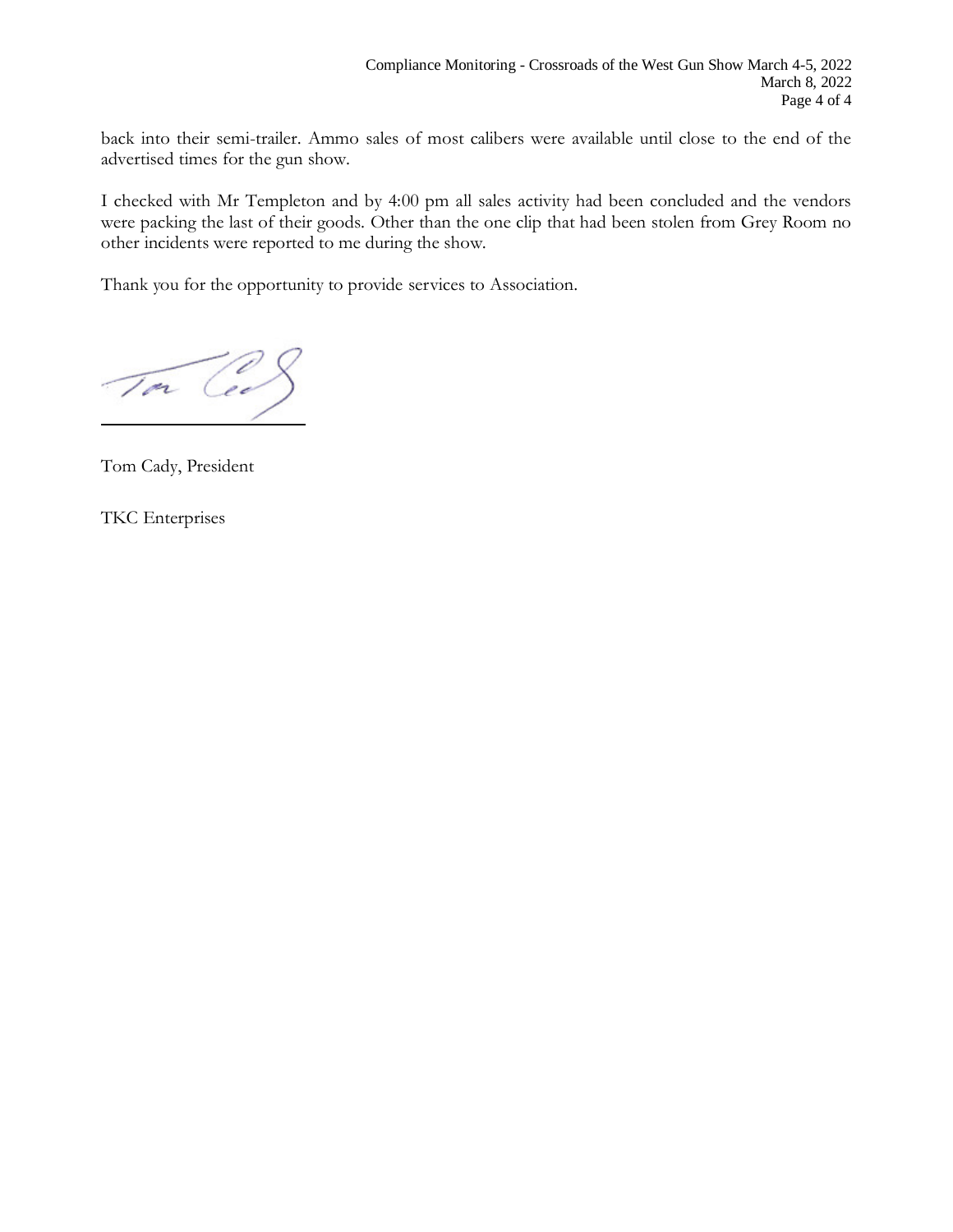back into their semi-trailer. Ammo sales of most calibers were available until close to the end of the advertised times for the gun show.

I checked with Mr Templeton and by 4:00 pm all sales activity had been concluded and the vendors were packing the last of their goods. Other than the one clip that had been stolen from Grey Room no other incidents were reported to me during the show.

Thank you for the opportunity to provide services to Association.

Tom Cady, President

TKC Enterprises